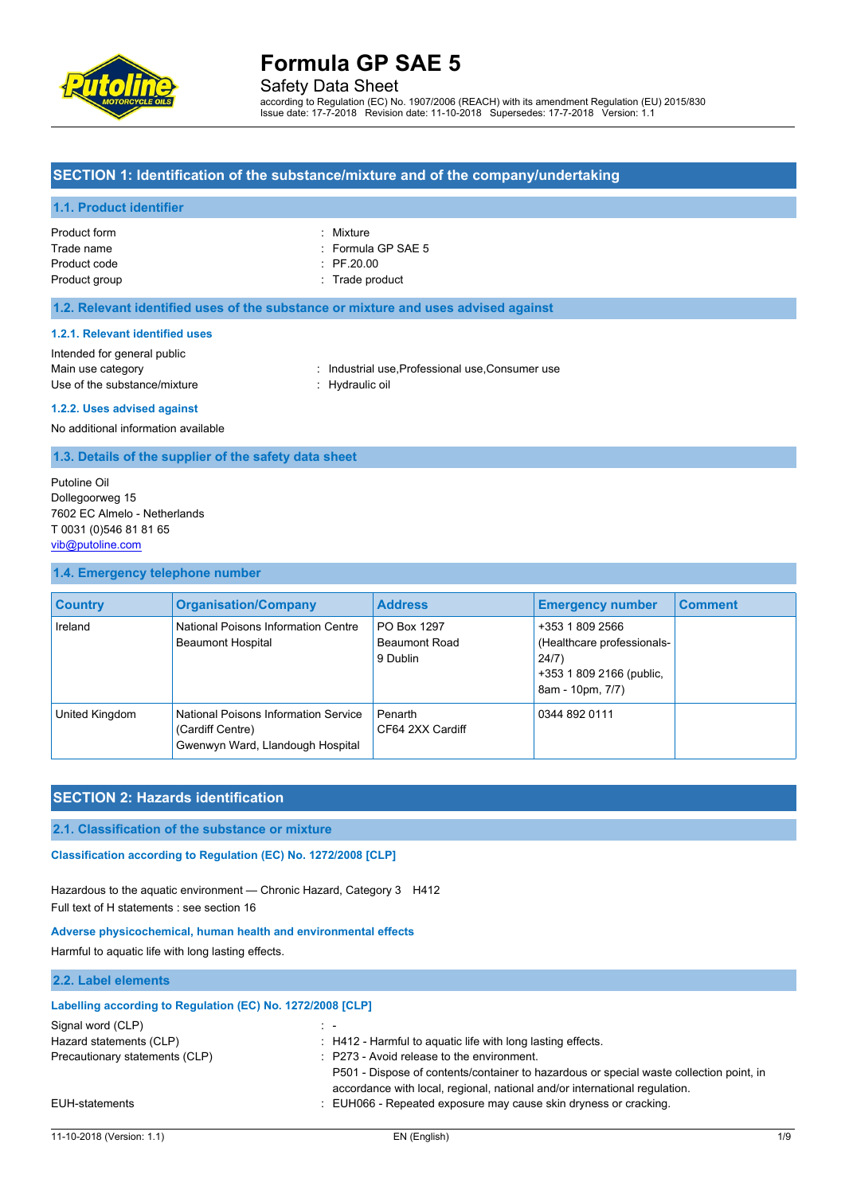# Formula GP SAE 5

Safety Data Sheet

according to Regulation (EC) No. 1907/2006 (REACH) with its amendment Regulation (EU) 2015/830
Issue date: 17-7-2018 Revision date: 11-10-2018 Supersedes: 17-7-2018 Version: 1.1

## SECTION 1: Identification of the substance/mixture and of the company/undertaking

### 1.1. Product identifier

| | |
|---|---|
| Product form | : Mixture |
| Trade name | : Formula GP SAE 5 |
| Product code | : PF.20.00 |
| Product group | : Trade product |

### 1.2. Relevant identified uses of the substance or mixture and uses advised against

#### 1.2.1. Relevant identified uses

Intended for general public

| | |
|---|---|
| Main use category | : Industrial use,Professional use,Consumer use |
| Use of the substance/mixture | : Hydraulic oil |

#### 1.2.2. Uses advised against

No additional information available

### 1.3. Details of the supplier of the safety data sheet

Putoline Oil
Dollegoorweg 15
7602 EC Almelo - Netherlands
T 0031 (0)546 81 81 65
vib@putoline.com

### 1.4. Emergency telephone number

| Country | Organisation/Company | Address | Emergency number | Comment |
|---|---|---|---|---|
| Ireland | National Poisons Information Centre Beaumont Hospital | PO Box 1297 Beaumont Road 9 Dublin | +353 1 809 2566 (Healthcare professionals- 24/7) +353 1 809 2166 (public, 8am - 10pm, 7/7) | |
| United Kingdom | National Poisons Information Service (Cardiff Centre) Gwenwyn Ward, Llandough Hospital | Penarth CF64 2XX Cardiff | 0344 892 0111 | |

## SECTION 2: Hazards identification

### 2.1. Classification of the substance or mixture

**Classification according to Regulation (EC) No. 1272/2008 [CLP]**

Hazardous to the aquatic environment — Chronic Hazard, Category 3 H412
Full text of H statements : see section 16

**Adverse physicochemical, human health and environmental effects**

Harmful to aquatic life with long lasting effects.

### 2.2. Label elements

**Labelling according to Regulation (EC) No. 1272/2008 [CLP]**

| | |
|---|---|
| Signal word (CLP) | : - |
| Hazard statements (CLP) | : H412 - Harmful to aquatic life with long lasting effects. |
| Precautionary statements (CLP) | : P273 - Avoid release to the environment. P501 - Dispose of contents/container to hazardous or special waste collection point, in accordance with local, regional, national and/or international regulation. |
| EUH-statements | : EUH066 - Repeated exposure may cause skin dryness or cracking. |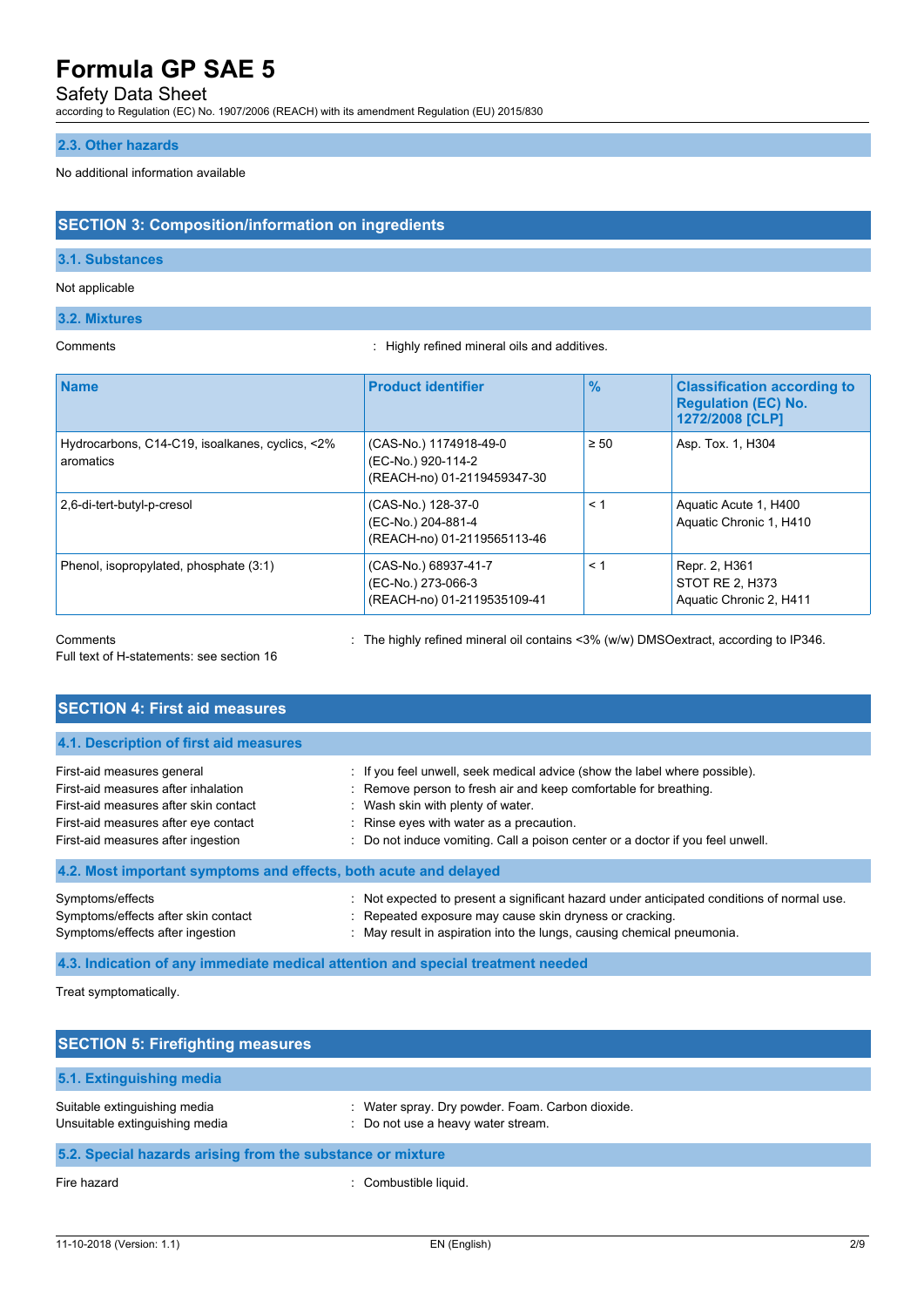### 2.3. Other hazards

No additional information available

## SECTION 3: Composition/information on ingredients

### 3.1. Substances

Not applicable

### 3.2. Mixtures

Comments : Highly refined mineral oils and additives.

| Name | Product identifier | % | Classification according to Regulation (EC) No. 1272/2008 [CLP] |
|---|---|---|---|
| Hydrocarbons, C14-C19, isoalkanes, cyclics, <2% aromatics | (CAS-No.) 1174918-49-0<br>(EC-No.) 920-114-2<br>(REACH-no) 01-2119459347-30 | ≥ 50 | Asp. Tox. 1, H304 |
| 2,6-di-tert-butyl-p-cresol | (CAS-No.) 128-37-0<br>(EC-No.) 204-881-4<br>(REACH-no) 01-2119565113-46 | < 1 | Aquatic Acute 1, H400<br>Aquatic Chronic 1, H410 |
| Phenol, isopropylated, phosphate (3:1) | (CAS-No.) 68937-41-7<br>(EC-No.) 273-066-3<br>(REACH-no) 01-2119535109-41 | < 1 | Repr. 2, H361<br>STOT RE 2, H373<br>Aquatic Chronic 2, H411 |

Comments : The highly refined mineral oil contains <3% (w/w) DMSOextract, according to IP346.

Full text of H-statements: see section 16

## SECTION 4: First aid measures

### 4.1. Description of first aid measures

First-aid measures general : If you feel unwell, seek medical advice (show the label where possible).

First-aid measures after inhalation : Remove person to fresh air and keep comfortable for breathing.

First-aid measures after skin contact : Wash skin with plenty of water.

First-aid measures after eye contact : Rinse eyes with water as a precaution.

First-aid measures after ingestion : Do not induce vomiting. Call a poison center or a doctor if you feel unwell.

### 4.2. Most important symptoms and effects, both acute and delayed

Symptoms/effects : Not expected to present a significant hazard under anticipated conditions of normal use.

Symptoms/effects after skin contact : Repeated exposure may cause skin dryness or cracking.

Symptoms/effects after ingestion : May result in aspiration into the lungs, causing chemical pneumonia.

### 4.3. Indication of any immediate medical attention and special treatment needed

Treat symptomatically.

## SECTION 5: Firefighting measures

### 5.1. Extinguishing media

Suitable extinguishing media : Water spray. Dry powder. Foam. Carbon dioxide.

Unsuitable extinguishing media : Do not use a heavy water stream.

### 5.2. Special hazards arising from the substance or mixture

Fire hazard : Combustible liquid.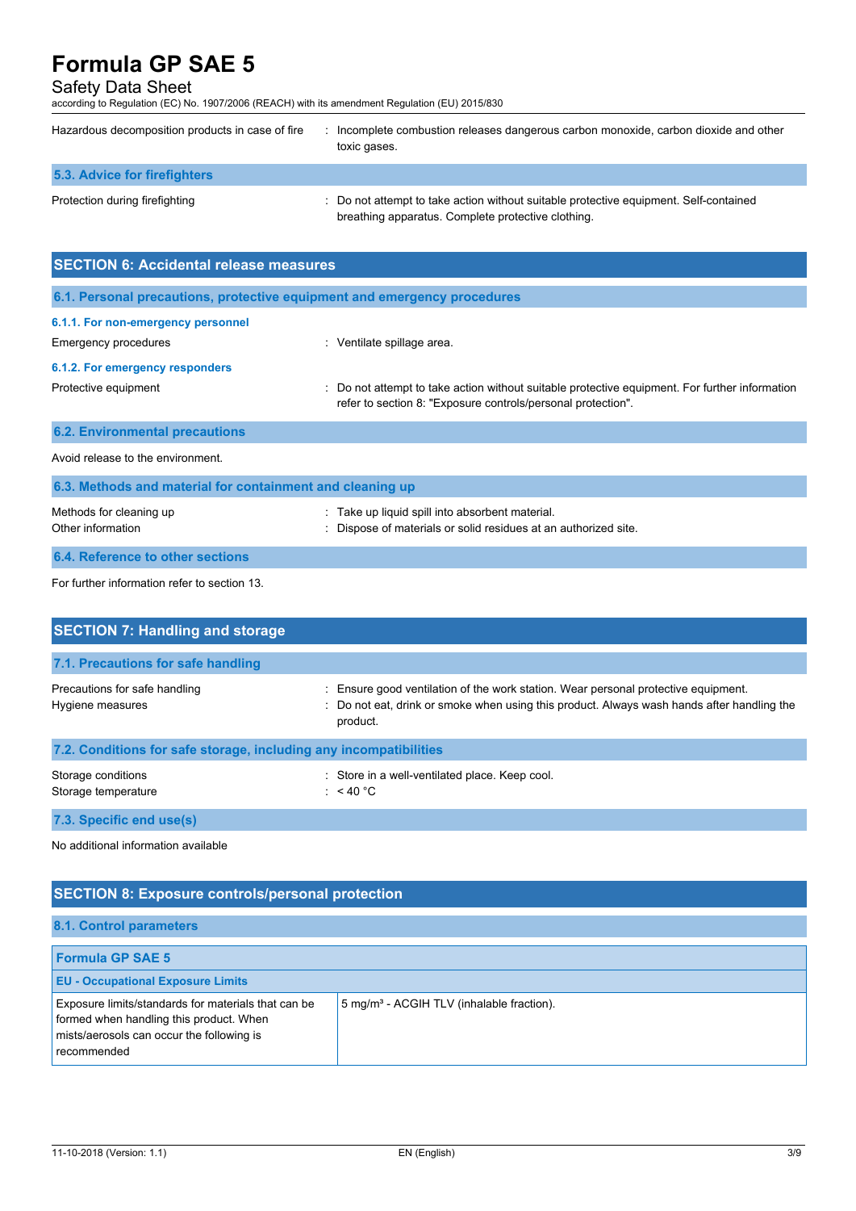| | |
|---|---|
| Hazardous decomposition products in case of fire | : Incomplete combustion releases dangerous carbon monoxide, carbon dioxide and other toxic gases. |

### 5.3. Advice for firefighters

| | |
|---|---|
| Protection during firefighting | : Do not attempt to take action without suitable protective equipment. Self-contained breathing apparatus. Complete protective clothing. |

## SECTION 6: Accidental release measures

### 6.1. Personal precautions, protective equipment and emergency procedures

#### 6.1.1. For non-emergency personnel

| | |
|---|---|
| Emergency procedures | : Ventilate spillage area. |

#### 6.1.2. For emergency responders

| | |
|---|---|
| Protective equipment | : Do not attempt to take action without suitable protective equipment. For further information refer to section 8: "Exposure controls/personal protection". |

### 6.2. Environmental precautions

Avoid release to the environment.

### 6.3. Methods and material for containment and cleaning up

| | |
|---|---|
| Methods for cleaning up | : Take up liquid spill into absorbent material. |
| Other information | : Dispose of materials or solid residues at an authorized site. |

### 6.4. Reference to other sections

For further information refer to section 13.

## SECTION 7: Handling and storage

### 7.1. Precautions for safe handling

| | |
|---|---|
| Precautions for safe handling | : Ensure good ventilation of the work station. Wear personal protective equipment. |
| Hygiene measures | : Do not eat, drink or smoke when using this product. Always wash hands after handling the product. |

### 7.2. Conditions for safe storage, including any incompatibilities

| | |
|---|---|
| Storage conditions | : Store in a well-ventilated place. Keep cool. |
| Storage temperature | : < 40 °C |

### 7.3. Specific end use(s)

No additional information available

## SECTION 8: Exposure controls/personal protection

### 8.1. Control parameters

| **Formula GP SAE 5** | |
|---|---|
| **EU - Occupational Exposure Limits** | |
| Exposure limits/standards for materials that can be formed when handling this product. When mists/aerosols can occur the following is recommended | 5 mg/m³ - ACGIH TLV (inhalable fraction). |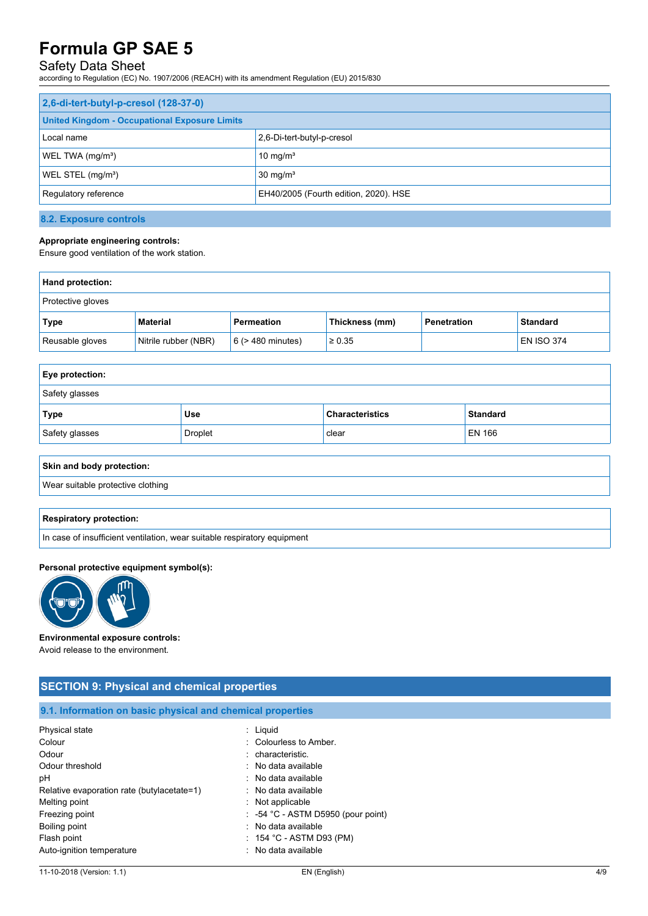| 2,6-di-tert-butyl-p-cresol (128-37-0) | |
|---|---|
| **United Kingdom - Occupational Exposure Limits** | |
| Local name | 2,6-Di-tert-butyl-p-cresol |
| WEL TWA (mg/m³) | 10 mg/m³ |
| WEL STEL (mg/m³) | 30 mg/m³ |
| Regulatory reference | EH40/2005 (Fourth edition, 2020). HSE |

### 8.2. Exposure controls

**Appropriate engineering controls:**
Ensure good ventilation of the work station.

**Hand protection:**

Protective gloves

| Type | Material | Permeation | Thickness (mm) | Penetration | Standard |
|---|---|---|---|---|---|
| Reusable gloves | Nitrile rubber (NBR) | 6 (> 480 minutes) | ≥ 0.35 | | EN ISO 374 |

**Eye protection:**

Safety glasses

| Type | Use | Characteristics | Standard |
|---|---|---|---|
| Safety glasses | Droplet | clear | EN 166 |

**Skin and body protection:**

Wear suitable protective clothing

**Respiratory protection:**

In case of insufficient ventilation, wear suitable respiratory equipment

**Personal protective equipment symbol(s):**

**Environmental exposure controls:**
Avoid release to the environment.

## SECTION 9: Physical and chemical properties

### 9.1. Information on basic physical and chemical properties

| | |
|---|---|
| Physical state | : Liquid |
| Colour | : Colourless to Amber. |
| Odour | : characteristic. |
| Odour threshold | : No data available |
| pH | : No data available |
| Relative evaporation rate (butylacetate=1) | : No data available |
| Melting point | : Not applicable |
| Freezing point | : -54 °C - ASTM D5950 (pour point) |
| Boiling point | : No data available |
| Flash point | : 154 °C - ASTM D93 (PM) |
| Auto-ignition temperature | : No data available |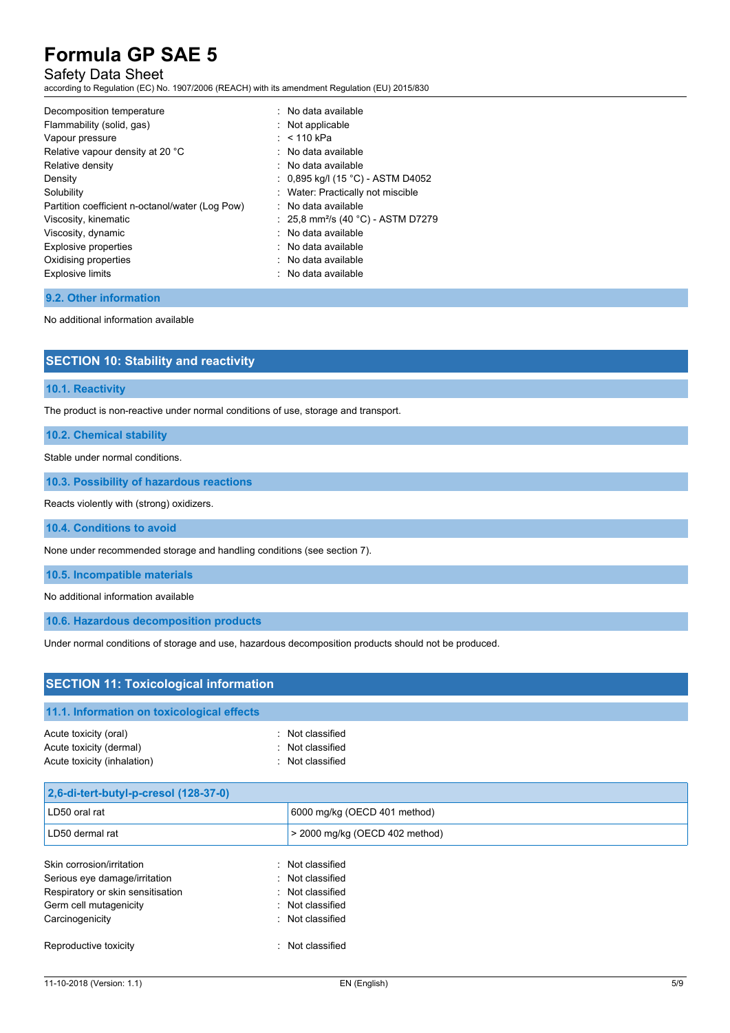| | |
|---|---|
| Decomposition temperature | : No data available |
| Flammability (solid, gas) | : Not applicable |
| Vapour pressure | : < 110 kPa |
| Relative vapour density at 20 °C | : No data available |
| Relative density | : No data available |
| Density | : 0,895 kg/l (15 °C) - ASTM D4052 |
| Solubility | : Water: Practically not miscible |
| Partition coefficient n-octanol/water (Log Pow) | : No data available |
| Viscosity, kinematic | : 25,8 mm²/s (40 °C) - ASTM D7279 |
| Viscosity, dynamic | : No data available |
| Explosive properties | : No data available |
| Oxidising properties | : No data available |
| Explosive limits | : No data available |

### 9.2. Other information

No additional information available

## SECTION 10: Stability and reactivity

### 10.1. Reactivity

The product is non-reactive under normal conditions of use, storage and transport.

### 10.2. Chemical stability

Stable under normal conditions.

### 10.3. Possibility of hazardous reactions

Reacts violently with (strong) oxidizers.

### 10.4. Conditions to avoid

None under recommended storage and handling conditions (see section 7).

### 10.5. Incompatible materials

No additional information available

### 10.6. Hazardous decomposition products

Under normal conditions of storage and use, hazardous decomposition products should not be produced.

## SECTION 11: Toxicological information

### 11.1. Information on toxicological effects

| | |
|---|---|
| Acute toxicity (oral) | : Not classified |
| Acute toxicity (dermal) | : Not classified |
| Acute toxicity (inhalation) | : Not classified |

| 2,6-di-tert-butyl-p-cresol (128-37-0) | |
|---|---|
| LD50 oral rat | 6000 mg/kg (OECD 401 method) |
| LD50 dermal rat | > 2000 mg/kg (OECD 402 method) |

| | |
|---|---|
| Skin corrosion/irritation | : Not classified |
| Serious eye damage/irritation | : Not classified |
| Respiratory or skin sensitisation | : Not classified |
| Germ cell mutagenicity | : Not classified |
| Carcinogenicity | : Not classified |
| Reproductive toxicity | : Not classified |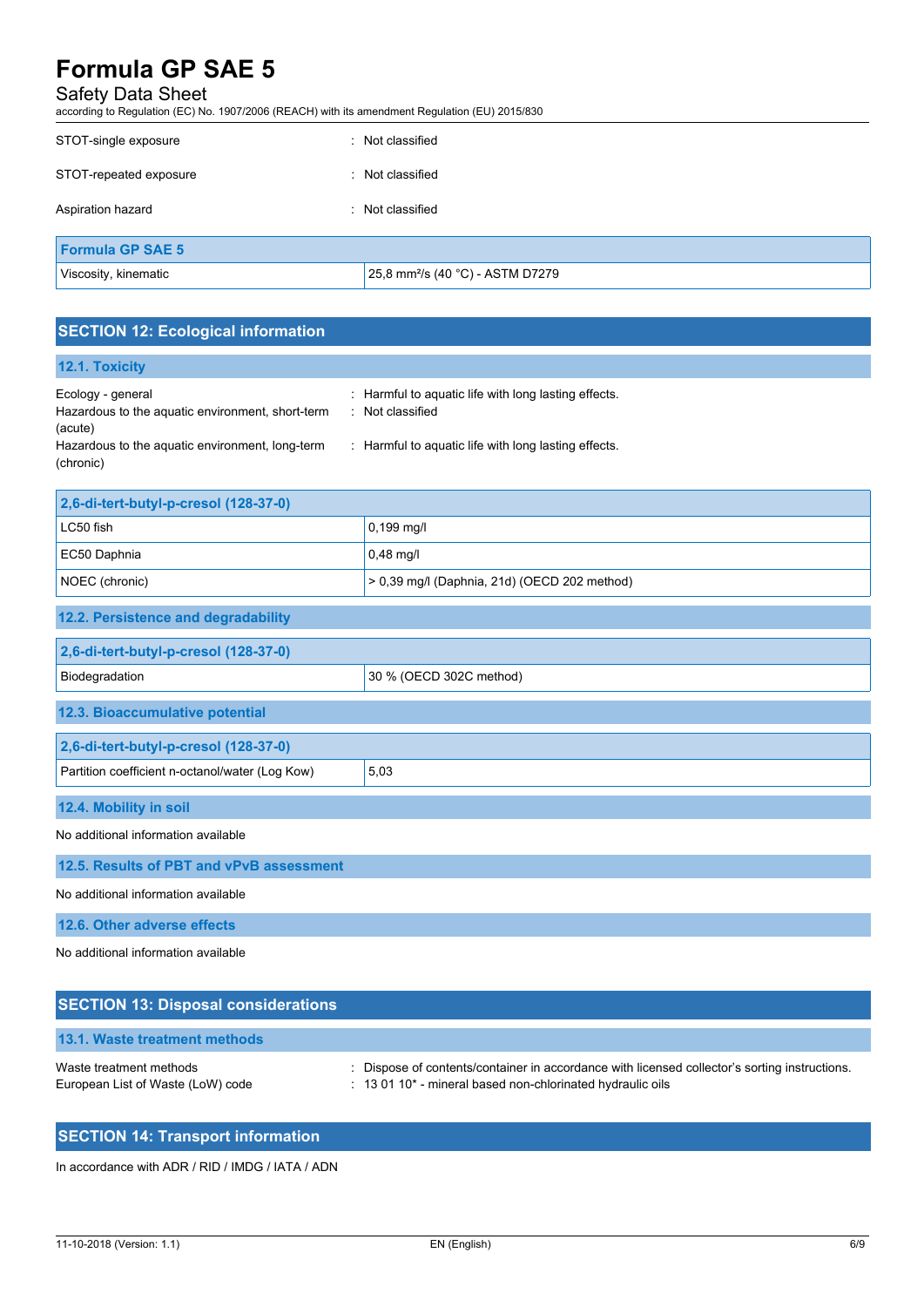| | |
|---|---|
| STOT-single exposure | : Not classified |
| STOT-repeated exposure | : Not classified |
| Aspiration hazard | : Not classified |

| Formula GP SAE 5 | |
|---|---|
| Viscosity, kinematic | 25,8 mm²/s (40 °C) - ASTM D7279 |

## SECTION 12: Ecological information

### 12.1. Toxicity

| | |
|---|---|
| Ecology - general | : Harmful to aquatic life with long lasting effects. |
| Hazardous to the aquatic environment, short-term (acute) | : Not classified |
| Hazardous to the aquatic environment, long-term (chronic) | : Harmful to aquatic life with long lasting effects. |

| 2,6-di-tert-butyl-p-cresol (128-37-0) | |
|---|---|
| LC50 fish | 0,199 mg/l |
| EC50 Daphnia | 0,48 mg/l |
| NOEC (chronic) | > 0,39 mg/l (Daphnia, 21d) (OECD 202 method) |

### 12.2. Persistence and degradability

| 2,6-di-tert-butyl-p-cresol (128-37-0) | |
|---|---|
| Biodegradation | 30 % (OECD 302C method) |

### 12.3. Bioaccumulative potential

| 2,6-di-tert-butyl-p-cresol (128-37-0) | |
|---|---|
| Partition coefficient n-octanol/water (Log Kow) | 5,03 |

### 12.4. Mobility in soil

No additional information available

### 12.5. Results of PBT and vPvB assessment

No additional information available

### 12.6. Other adverse effects

No additional information available

## SECTION 13: Disposal considerations

### 13.1. Waste treatment methods

| | |
|---|---|
| Waste treatment methods | : Dispose of contents/container in accordance with licensed collector's sorting instructions. |
| European List of Waste (LoW) code | : 13 01 10* - mineral based non-chlorinated hydraulic oils |

## SECTION 14: Transport information

In accordance with ADR / RID / IMDG / IATA / ADN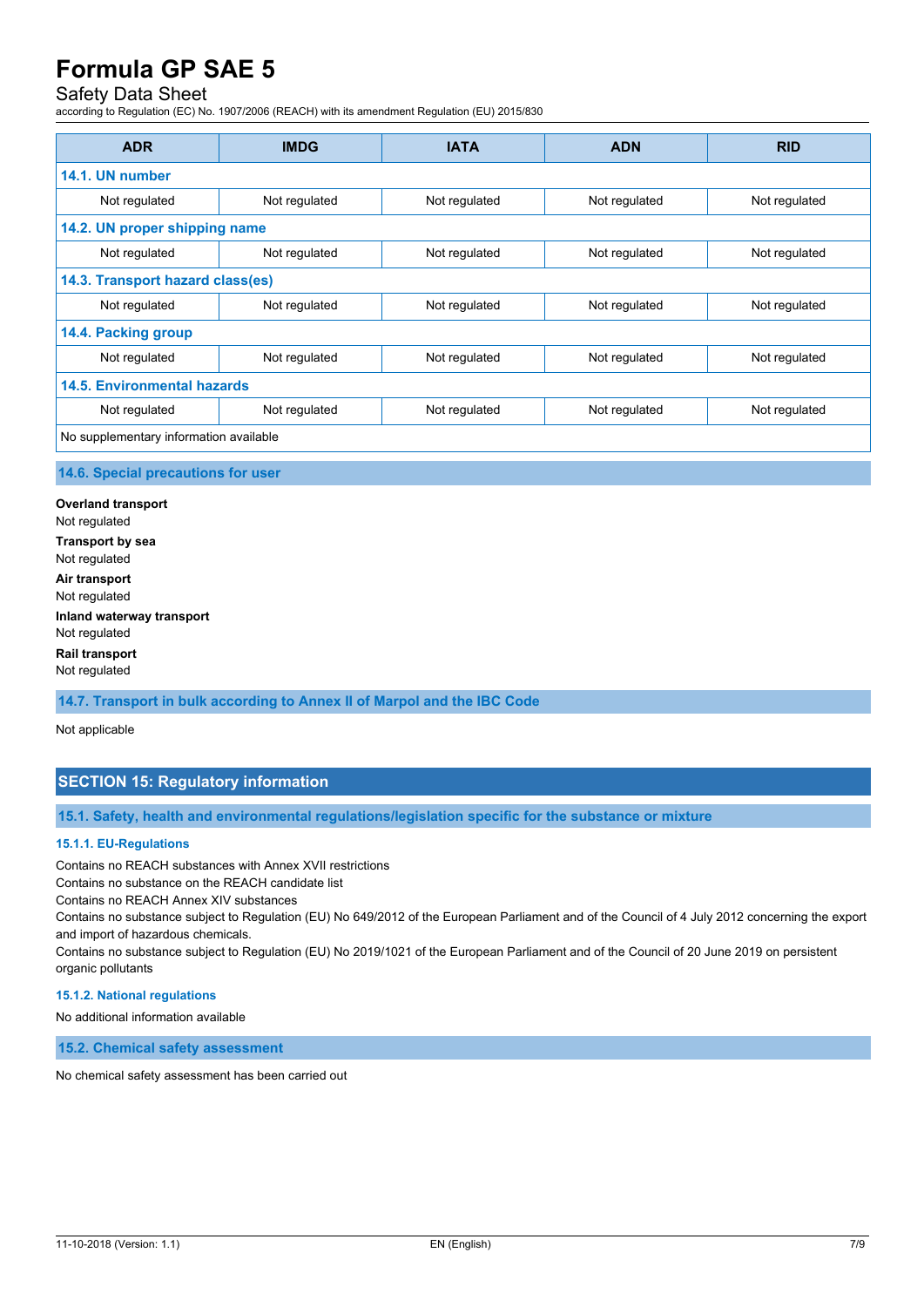| ADR | IMDG | IATA | ADN | RID |
|---|---|---|---|---|
| **14.1. UN number** | | | | |
| Not regulated | Not regulated | Not regulated | Not regulated | Not regulated |
| **14.2. UN proper shipping name** | | | | |
| Not regulated | Not regulated | Not regulated | Not regulated | Not regulated |
| **14.3. Transport hazard class(es)** | | | | |
| Not regulated | Not regulated | Not regulated | Not regulated | Not regulated |
| **14.4. Packing group** | | | | |
| Not regulated | Not regulated | Not regulated | Not regulated | Not regulated |
| **14.5. Environmental hazards** | | | | |
| Not regulated | Not regulated | Not regulated | Not regulated | Not regulated |
| No supplementary information available | | | | |

### 14.6. Special precautions for user

**Overland transport**
Not regulated

**Transport by sea**
Not regulated

**Air transport**
Not regulated

**Inland waterway transport**
Not regulated

**Rail transport**
Not regulated

### 14.7. Transport in bulk according to Annex II of Marpol and the IBC Code

Not applicable

## SECTION 15: Regulatory information

### 15.1. Safety, health and environmental regulations/legislation specific for the substance or mixture

#### 15.1.1. EU-Regulations

Contains no REACH substances with Annex XVII restrictions
Contains no substance on the REACH candidate list
Contains no REACH Annex XIV substances
Contains no substance subject to Regulation (EU) No 649/2012 of the European Parliament and of the Council of 4 July 2012 concerning the export and import of hazardous chemicals.
Contains no substance subject to Regulation (EU) No 2019/1021 of the European Parliament and of the Council of 20 June 2019 on persistent organic pollutants

#### 15.1.2. National regulations

No additional information available

### 15.2. Chemical safety assessment

No chemical safety assessment has been carried out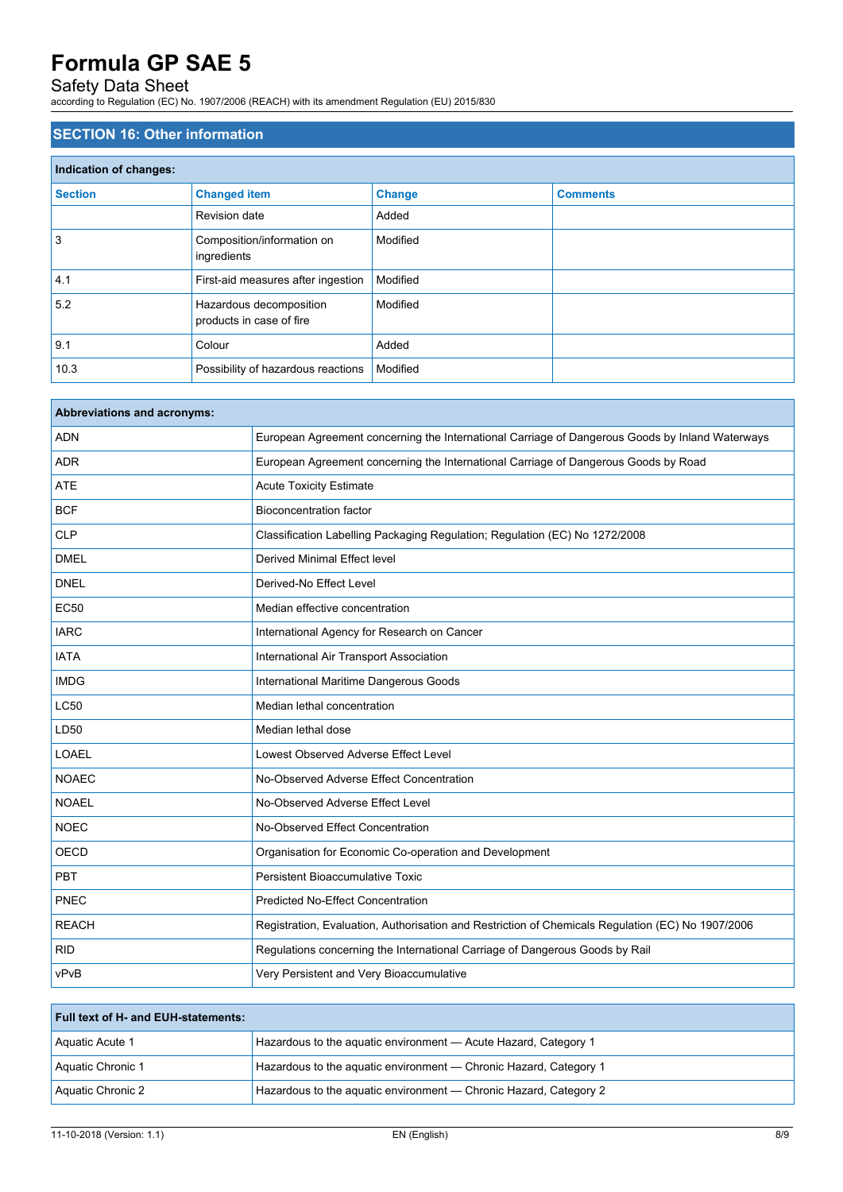## SECTION 16: Other information

| Indication of changes: | | | |
|---|---|---|---|
| **Section** | **Changed item** | **Change** | **Comments** |
| | Revision date | Added | |
| 3 | Composition/information on ingredients | Modified | |
| 4.1 | First-aid measures after ingestion | Modified | |
| 5.2 | Hazardous decomposition products in case of fire | Modified | |
| 9.1 | Colour | Added | |
| 10.3 | Possibility of hazardous reactions | Modified | |

| Abbreviations and acronyms: | |
|---|---|
| ADN | European Agreement concerning the International Carriage of Dangerous Goods by Inland Waterways |
| ADR | European Agreement concerning the International Carriage of Dangerous Goods by Road |
| ATE | Acute Toxicity Estimate |
| BCF | Bioconcentration factor |
| CLP | Classification Labelling Packaging Regulation; Regulation (EC) No 1272/2008 |
| DMEL | Derived Minimal Effect level |
| DNEL | Derived-No Effect Level |
| EC50 | Median effective concentration |
| IARC | International Agency for Research on Cancer |
| IATA | International Air Transport Association |
| IMDG | International Maritime Dangerous Goods |
| LC50 | Median lethal concentration |
| LD50 | Median lethal dose |
| LOAEL | Lowest Observed Adverse Effect Level |
| NOAEC | No-Observed Adverse Effect Concentration |
| NOAEL | No-Observed Adverse Effect Level |
| NOEC | No-Observed Effect Concentration |
| OECD | Organisation for Economic Co-operation and Development |
| PBT | Persistent Bioaccumulative Toxic |
| PNEC | Predicted No-Effect Concentration |
| REACH | Registration, Evaluation, Authorisation and Restriction of Chemicals Regulation (EC) No 1907/2006 |
| RID | Regulations concerning the International Carriage of Dangerous Goods by Rail |
| vPvB | Very Persistent and Very Bioaccumulative |

| Full text of H- and EUH-statements: | |
|---|---|
| Aquatic Acute 1 | Hazardous to the aquatic environment — Acute Hazard, Category 1 |
| Aquatic Chronic 1 | Hazardous to the aquatic environment — Chronic Hazard, Category 1 |
| Aquatic Chronic 2 | Hazardous to the aquatic environment — Chronic Hazard, Category 2 |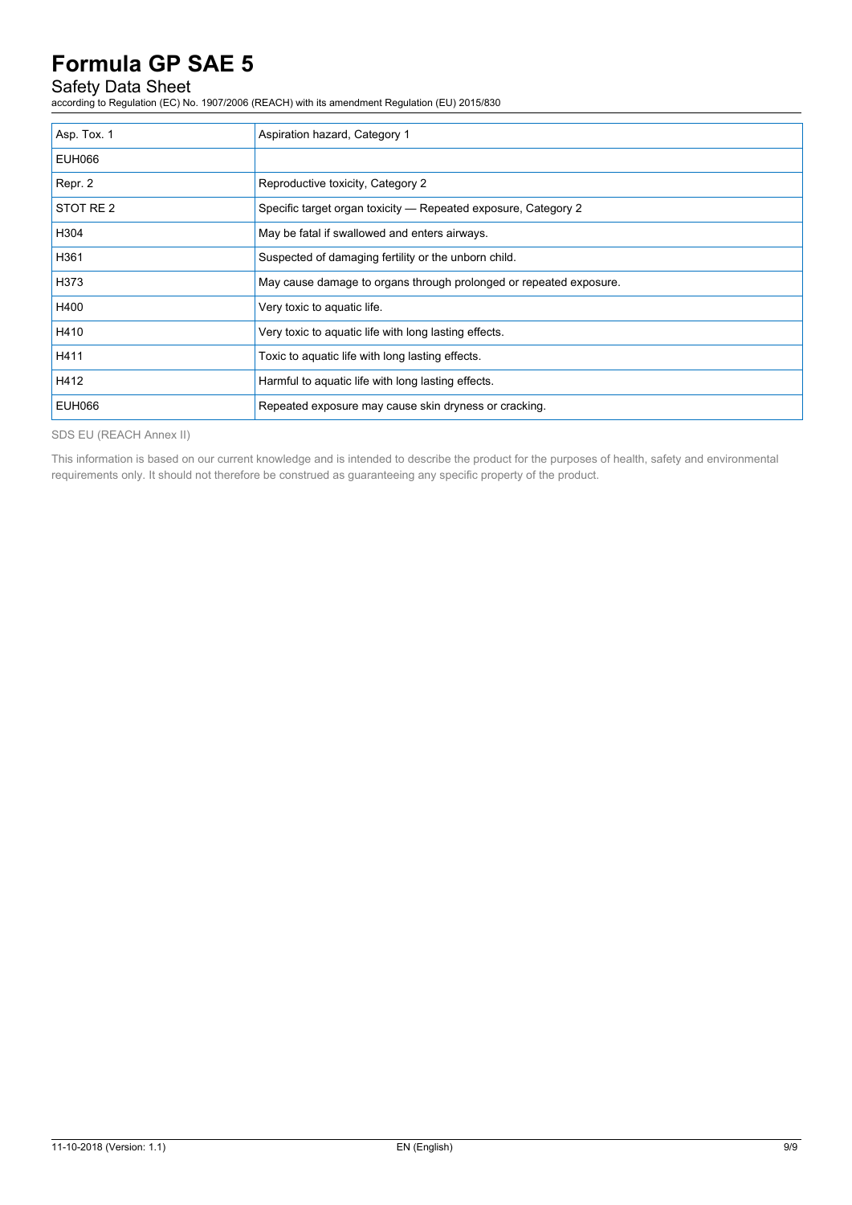| | |
|---|---|
| Asp. Tox. 1 | Aspiration hazard, Category 1 |
| EUH066 | |
| Repr. 2 | Reproductive toxicity, Category 2 |
| STOT RE 2 | Specific target organ toxicity — Repeated exposure, Category 2 |
| H304 | May be fatal if swallowed and enters airways. |
| H361 | Suspected of damaging fertility or the unborn child. |
| H373 | May cause damage to organs through prolonged or repeated exposure. |
| H400 | Very toxic to aquatic life. |
| H410 | Very toxic to aquatic life with long lasting effects. |
| H411 | Toxic to aquatic life with long lasting effects. |
| H412 | Harmful to aquatic life with long lasting effects. |
| EUH066 | Repeated exposure may cause skin dryness or cracking. |

SDS EU (REACH Annex II)

This information is based on our current knowledge and is intended to describe the product for the purposes of health, safety and environmental requirements only. It should not therefore be construed as guaranteeing any specific property of the product.